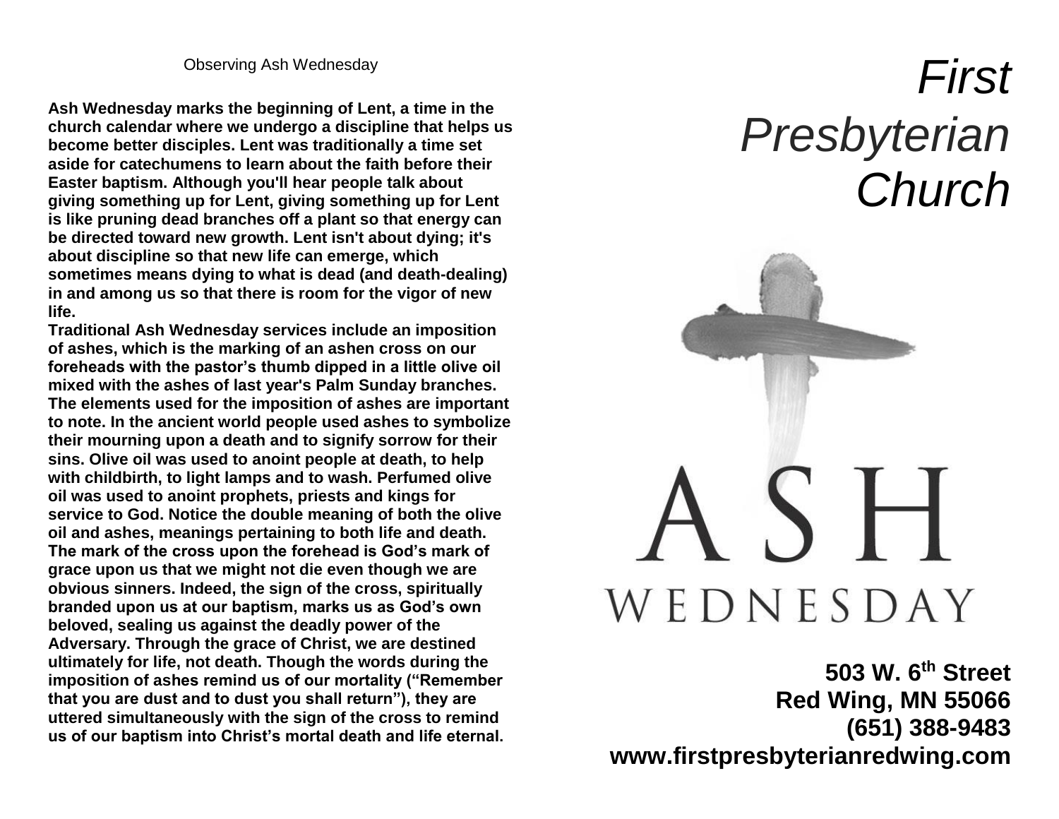Observing Ash Wednesday

**Ash Wednesday marks the beginning of Lent, a time in the church calendar where we undergo a discipline that helps us become better disciples. Lent was traditionally a time set aside for catechumens to learn about the faith before their Easter baptism. Although you'll hear people talk about giving something up for Lent, giving something up for Lent is like pruning dead branches off a plant so that energy can be directed toward new growth. Lent isn't about dying; it's about discipline so that new life can emerge, which sometimes means dying to what is dead (and death-dealing) in and among us so that there is room for the vigor of new life.**

**Traditional Ash Wednesday services include an imposition of ashes, which is the marking of an ashen cross on our foreheads with the pastor's thumb dipped in a little olive oil mixed with the ashes of last year's Palm Sunday branches. The elements used for the imposition of ashes are important to note. In the ancient world people used ashes to symbolize their mourning upon a death and to signify sorrow for their sins. Olive oil was used to anoint people at death, to help with childbirth, to light lamps and to wash. Perfumed olive oil was used to anoint prophets, priests and kings for service to God. Notice the double meaning of both the olive oil and ashes, meanings pertaining to both life and death. The mark of the cross upon the forehead is God's mark of grace upon us that we might not die even though we are obvious sinners. Indeed, the sign of the cross, spiritually branded upon us at our baptism, marks us as God's own beloved, sealing us against the deadly power of the Adversary. Through the grace of Christ, we are destined ultimately for life, not death. Though the words during the imposition of ashes remind us of our mortality ("Remember that you are dust and to dust you shall return"), they are uttered simultaneously with the sign of the cross to remind us of our baptism into Christ's mortal death and life eternal.**

# *First Presbyterian Church*

ASH

WEDNESDAY

**503 W. 6th Street**
**Red Wing, MN 55066**
**(651) 388-9483**
**www.firstpresbyterianredwing.com**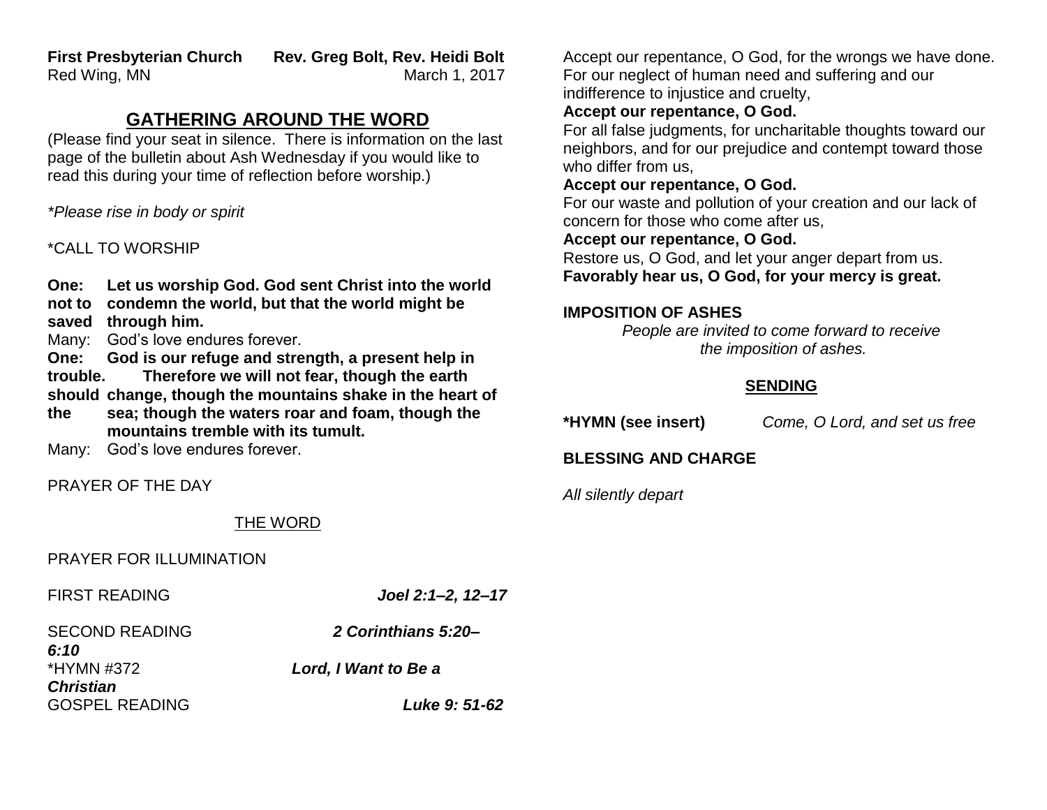**First Presbyterian Church** **Rev. Greg Bolt, Rev. Heidi Bolt**
Red Wing, MN March 1, 2017

## GATHERING AROUND THE WORD

(Please find your seat in silence. There is information on the last page of the bulletin about Ash Wednesday if you would like to read this during your time of reflection before worship.)

*\*Please rise in body or spirit*

\*CALL TO WORSHIP

**One: Let us worship God. God sent Christ into the world not to condemn the world, but that the world might be saved through him.**
Many: God's love endures forever.
**One: God is our refuge and strength, a present help in trouble. Therefore we will not fear, though the earth should change, though the mountains shake in the heart of the sea; though the waters roar and foam, though the mountains tremble with its tumult.**
Many: God's love endures forever.

PRAYER OF THE DAY

THE WORD

PRAYER FOR ILLUMINATION

FIRST READING ***Joel 2:1–2, 12–17***

SECOND READING ***2 Corinthians 5:20–6:10***

\*HYMN #372 ***Lord, I Want to Be a Christian***

GOSPEL READING ***Luke 9: 51-62***

Accept our repentance, O God, for the wrongs we have done. For our neglect of human need and suffering and our indifference to injustice and cruelty,
**Accept our repentance, O God.**
For all false judgments, for uncharitable thoughts toward our neighbors, and for our prejudice and contempt toward those who differ from us,
**Accept our repentance, O God.**
For our waste and pollution of your creation and our lack of concern for those who come after us,
**Accept our repentance, O God.**
Restore us, O God, and let your anger depart from us.
**Favorably hear us, O God, for your mercy is great.**

**IMPOSITION OF ASHES**

*People are invited to come forward to receive the imposition of ashes.*

**SENDING**

**\*HYMN (see insert)** *Come, O Lord, and set us free*

**BLESSING AND CHARGE**

*All silently depart*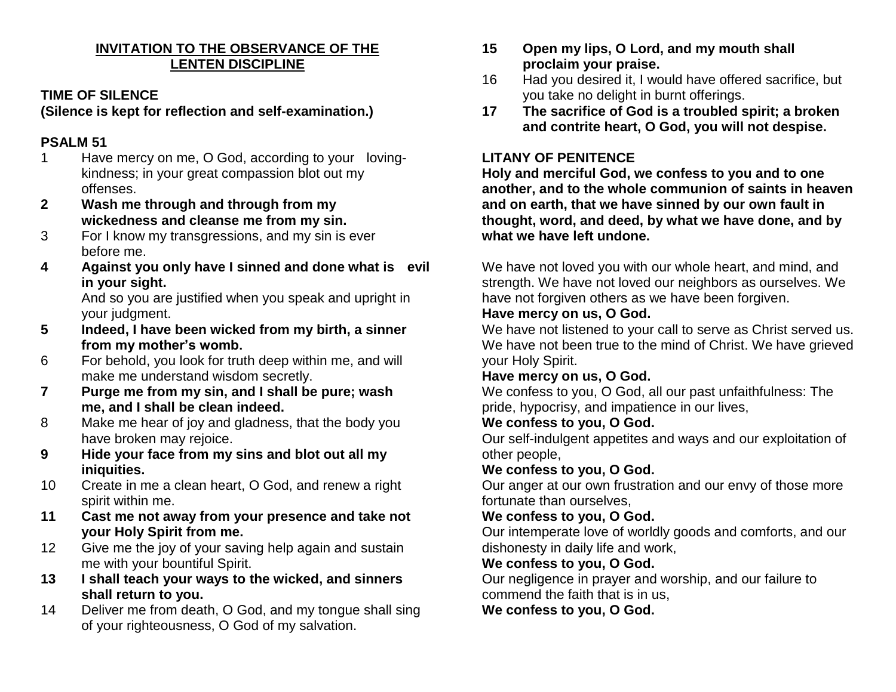**INVITATION TO THE OBSERVANCE OF THE LENTEN DISCIPLINE**

**TIME OF SILENCE**
**(Silence is kept for reflection and self-examination.)**

**PSALM 51**

1 Have mercy on me, O God, according to your loving-kindness; in your great compassion blot out my offenses.

**2 Wash me through and through from my wickedness and cleanse me from my sin.**

3 For I know my transgressions, and my sin is ever before me.

**4 Against you only have I sinned and done what is evil in your sight.**
And so you are justified when you speak and upright in your judgment.

**5 Indeed, I have been wicked from my birth, a sinner from my mother's womb.**

6 For behold, you look for truth deep within me, and will make me understand wisdom secretly.

**7 Purge me from my sin, and I shall be pure; wash me, and I shall be clean indeed.**

8 Make me hear of joy and gladness, that the body you have broken may rejoice.

**9 Hide your face from my sins and blot out all my iniquities.**

10 Create in me a clean heart, O God, and renew a right spirit within me.

**11 Cast me not away from your presence and take not your Holy Spirit from me.**

12 Give me the joy of your saving help again and sustain me with your bountiful Spirit.

**13 I shall teach your ways to the wicked, and sinners shall return to you.**

14 Deliver me from death, O God, and my tongue shall sing of your righteousness, O God of my salvation.

**15 Open my lips, O Lord, and my mouth shall proclaim your praise.**

16 Had you desired it, I would have offered sacrifice, but you take no delight in burnt offerings.

**17 The sacrifice of God is a troubled spirit; a broken and contrite heart, O God, you will not despise.**

**LITANY OF PENITENCE**

**Holy and merciful God, we confess to you and to one another, and to the whole communion of saints in heaven and on earth, that we have sinned by our own fault in thought, word, and deed, by what we have done, and by what we have left undone.**

We have not loved you with our whole heart, and mind, and strength. We have not loved our neighbors as ourselves. We have not forgiven others as we have been forgiven.
**Have mercy on us, O God.**

We have not listened to your call to serve as Christ served us. We have not been true to the mind of Christ. We have grieved your Holy Spirit.
**Have mercy on us, O God.**

We confess to you, O God, all our past unfaithfulness: The pride, hypocrisy, and impatience in our lives,
**We confess to you, O God.**

Our self-indulgent appetites and ways and our exploitation of other people,
**We confess to you, O God.**

Our anger at our own frustration and our envy of those more fortunate than ourselves,
**We confess to you, O God.**

Our intemperate love of worldly goods and comforts, and our dishonesty in daily life and work,
**We confess to you, O God.**

Our negligence in prayer and worship, and our failure to commend the faith that is in us,
**We confess to you, O God.**